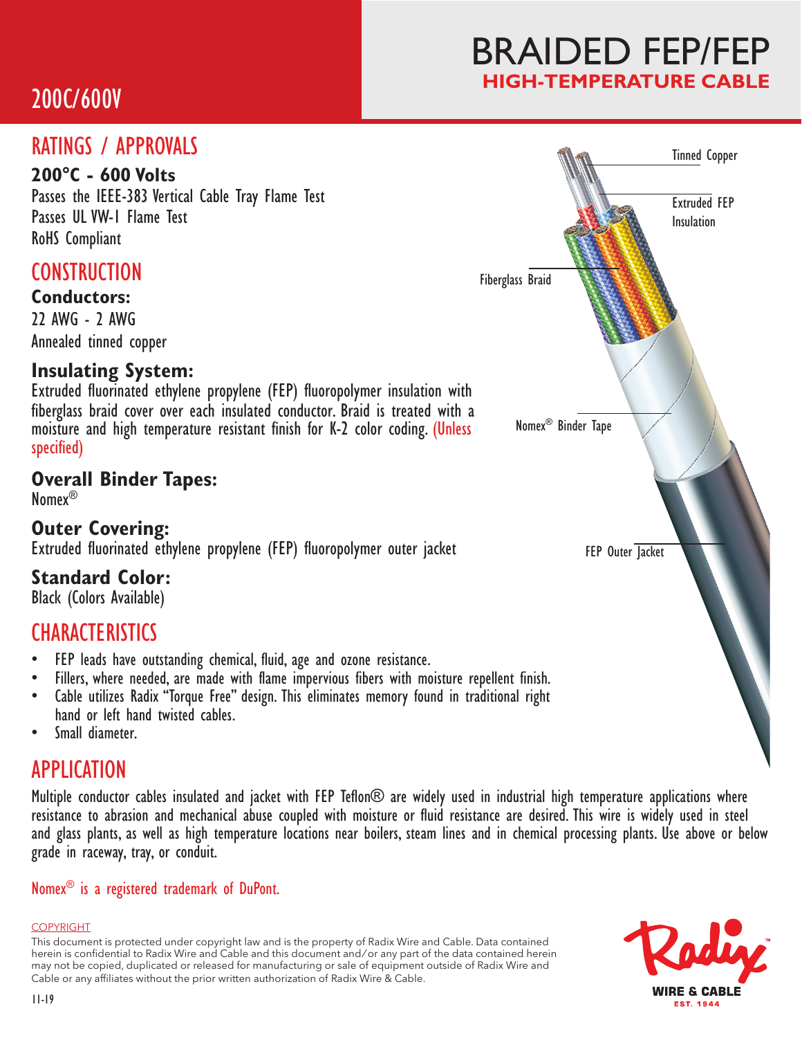# BRAIDED FEP/FEP

## HIGH-TEMPERATURE CABLE

200C/600V

## RATINGS / APPROVALS

**200°C - 600 Volts**

Passes the IEEE-383 Vertical Cable Tray Flame Test

Passes UL VW-1 Flame Test

RoHS Compliant

## CONSTRUCTION

### Conductors:

22 AWG - 2 AWG

Annealed tinned copper

### Insulating System:

Extruded fluorinated ethylene propylene (FEP) fluoropolymer insulation with fiberglass braid cover over each insulated conductor. Braid is treated with a moisture and high temperature resistant finish for K-2 color coding. (Unless specified)

### Overall Binder Tapes:

Nomex®

### Outer Covering:

Extruded fluorinated ethylene propylene (FEP) fluoropolymer outer jacket

### Standard Color:

Black (Colors Available)

Tinned Copper

Extruded FEP Insulation

Fiberglass Braid

Nomex® Binder Tape

FEP Outer Jacket

## CHARACTERISTICS

- FEP leads have outstanding chemical, fluid, age and ozone resistance.
- Fillers, where needed, are made with flame impervious fibers with moisture repellent finish.
- Cable utilizes Radix "Torque Free" design. This eliminates memory found in traditional right hand or left hand twisted cables.
- Small diameter.

## APPLICATION

Multiple conductor cables insulated and jacket with FEP Teflon® are widely used in industrial high temperature applications where resistance to abrasion and mechanical abuse coupled with moisture or fluid resistance are desired. This wire is widely used in steel and glass plants, as well as high temperature locations near boilers, steam lines and in chemical processing plants. Use above or below grade in raceway, tray, or conduit.

Nomex® is a registered trademark of DuPont.

COPYRIGHT

This document is protected under copyright law and is the property of Radix Wire and Cable. Data contained herein is confidential to Radix Wire and Cable and this document and/or any part of the data contained herein may not be copied, duplicated or released for manufacturing or sale of equipment outside of Radix Wire and Cable or any affiliates without the prior written authorization of Radix Wire & Cable.

11-19

Radix WIRE & CABLE EST. 1944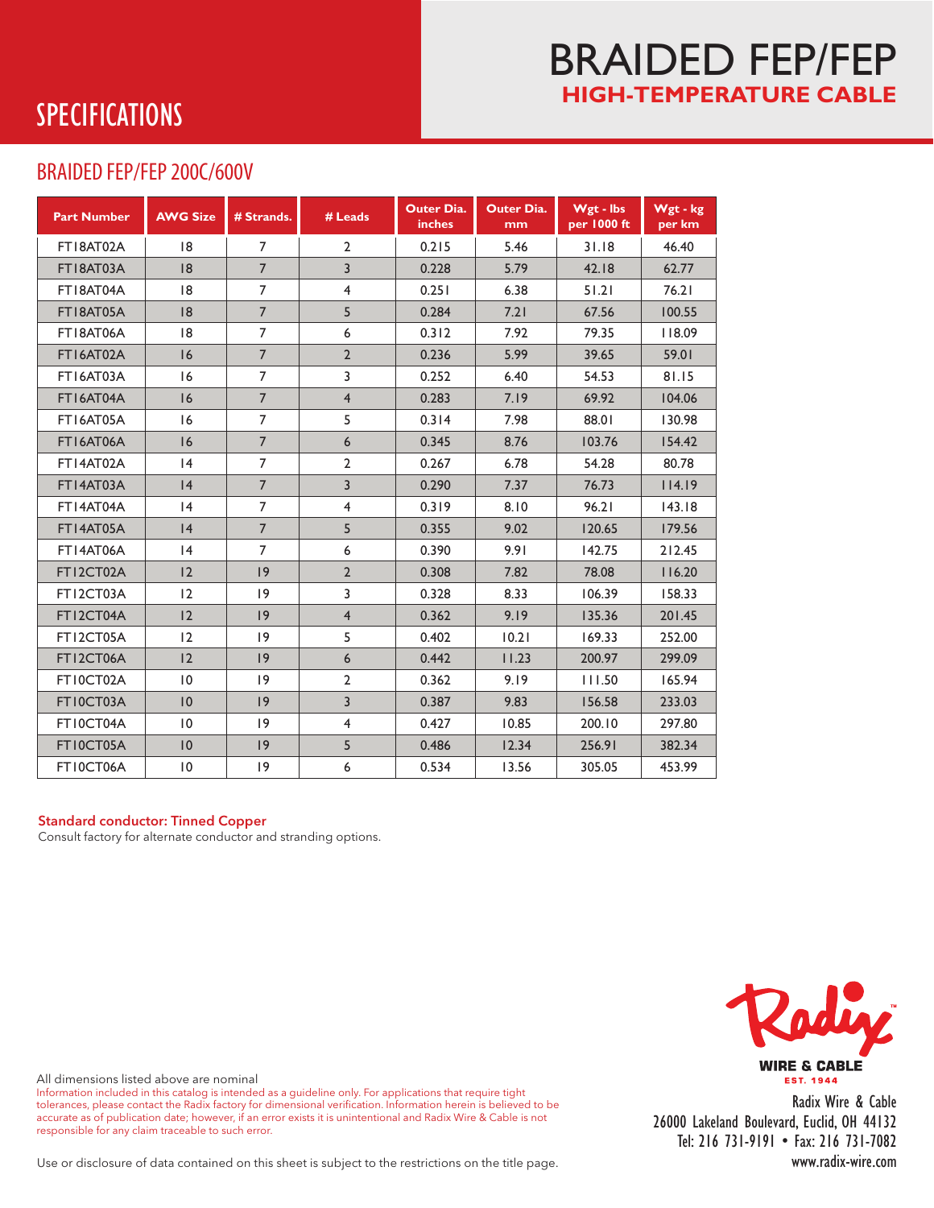# SPECIFICATIONS

# BRAIDED FEP/FEP
## HIGH-TEMPERATURE CABLE

## BRAIDED FEP/FEP 200C/600V

| Part Number | AWG Size | # Strands. | # Leads | Outer Dia. inches | Outer Dia. mm | Wgt - lbs per 1000 ft | Wgt - kg per km |
|---|---|---|---|---|---|---|---|
| FT18AT02A | 18 | 7 | 2 | 0.215 | 5.46 | 31.18 | 46.40 |
| FT18AT03A | 18 | 7 | 3 | 0.228 | 5.79 | 42.18 | 62.77 |
| FT18AT04A | 18 | 7 | 4 | 0.251 | 6.38 | 51.21 | 76.21 |
| FT18AT05A | 18 | 7 | 5 | 0.284 | 7.21 | 67.56 | 100.55 |
| FT18AT06A | 18 | 7 | 6 | 0.312 | 7.92 | 79.35 | 118.09 |
| FT16AT02A | 16 | 7 | 2 | 0.236 | 5.99 | 39.65 | 59.01 |
| FT16AT03A | 16 | 7 | 3 | 0.252 | 6.40 | 54.53 | 81.15 |
| FT16AT04A | 16 | 7 | 4 | 0.283 | 7.19 | 69.92 | 104.06 |
| FT16AT05A | 16 | 7 | 5 | 0.314 | 7.98 | 88.01 | 130.98 |
| FT16AT06A | 16 | 7 | 6 | 0.345 | 8.76 | 103.76 | 154.42 |
| FT14AT02A | 14 | 7 | 2 | 0.267 | 6.78 | 54.28 | 80.78 |
| FT14AT03A | 14 | 7 | 3 | 0.290 | 7.37 | 76.73 | 114.19 |
| FT14AT04A | 14 | 7 | 4 | 0.319 | 8.10 | 96.21 | 143.18 |
| FT14AT05A | 14 | 7 | 5 | 0.355 | 9.02 | 120.65 | 179.56 |
| FT14AT06A | 14 | 7 | 6 | 0.390 | 9.91 | 142.75 | 212.45 |
| FT12CT02A | 12 | 19 | 2 | 0.308 | 7.82 | 78.08 | 116.20 |
| FT12CT03A | 12 | 19 | 3 | 0.328 | 8.33 | 106.39 | 158.33 |
| FT12CT04A | 12 | 19 | 4 | 0.362 | 9.19 | 135.36 | 201.45 |
| FT12CT05A | 12 | 19 | 5 | 0.402 | 10.21 | 169.33 | 252.00 |
| FT12CT06A | 12 | 19 | 6 | 0.442 | 11.23 | 200.97 | 299.09 |
| FT10CT02A | 10 | 19 | 2 | 0.362 | 9.19 | 111.50 | 165.94 |
| FT10CT03A | 10 | 19 | 3 | 0.387 | 9.83 | 156.58 | 233.03 |
| FT10CT04A | 10 | 19 | 4 | 0.427 | 10.85 | 200.10 | 297.80 |
| FT10CT05A | 10 | 19 | 5 | 0.486 | 12.34 | 256.91 | 382.34 |
| FT10CT06A | 10 | 19 | 6 | 0.534 | 13.56 | 305.05 | 453.99 |

**Standard conductor: Tinned Copper**

Consult factory for alternate conductor and stranding options.

All dimensions listed above are nominal

Information included in this catalog is intended as a guideline only. For applications that require tight tolerances, please contact the Radix factory for dimensional verification. Information herein is believed to be accurate as of publication date; however, if an error exists it is unintentional and Radix Wire & Cable is not responsible for any claim traceable to such error.

Use or disclosure of data contained on this sheet is subject to the restrictions on the title page.

Radix WIRE & CABLE EST. 1944

Radix Wire & Cable
26000 Lakeland Boulevard, Euclid, OH 44132
Tel: 216 731-9191 • Fax: 216 731-7082
www.radix-wire.com